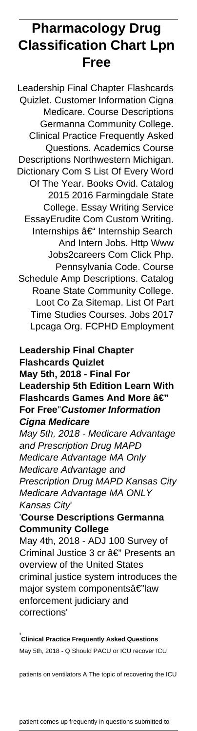# Pharmacology Drug Classification Chart Lpn Free

Leadership Final Chapter Flashcards Quizlet. Customer Information Cigna Medicare. Course Descriptions Germanna Community College. Clinical Practice Frequently Asked Questions. Academics Course Descriptions Northwestern Michigan. Dictionary Com S List Of Every Word Of The Year. Books Ovid. Catalog 2015 2016 Farmingdale State College. Essay Writing Service EssayErudite Com Custom Writing. Internships â€" Internship Search And Intern Jobs. Http Www Jobs2careers Com Click Php. Pennsylvania Code. Course Schedule Amp Descriptions. Catalog Roane State Community College. Loot Co Za Sitemap. List Of Part Time Studies Courses. Jobs 2017 Lpcaga Org. FCPHD Employment

**Leadership Final Chapter Flashcards Quizlet**
**May 5th, 2018 - Final For Leadership 5th Edition Learn With Flashcards Games And More â€" For Free**''***Customer Information Cigna Medicare***

*May 5th, 2018 - Medicare Advantage and Prescription Drug MAPD Medicare Advantage MA Only Medicare Advantage and Prescription Drug MAPD Kansas City Medicare Advantage MA ONLY Kansas City*'

'**Course Descriptions Germanna Community College**

May 4th, 2018 - ADJ 100 Survey of Criminal Justice 3 cr â€" Presents an overview of the United States criminal justice system introduces the major system componentsâ€"law enforcement judiciary and corrections'

'**Clinical Practice Frequently Asked Questions**
May 5th, 2018 - Q Should PACU or ICU recover ICU patients on ventilators A The topic of recovering the ICU patient comes up frequently in questions submitted to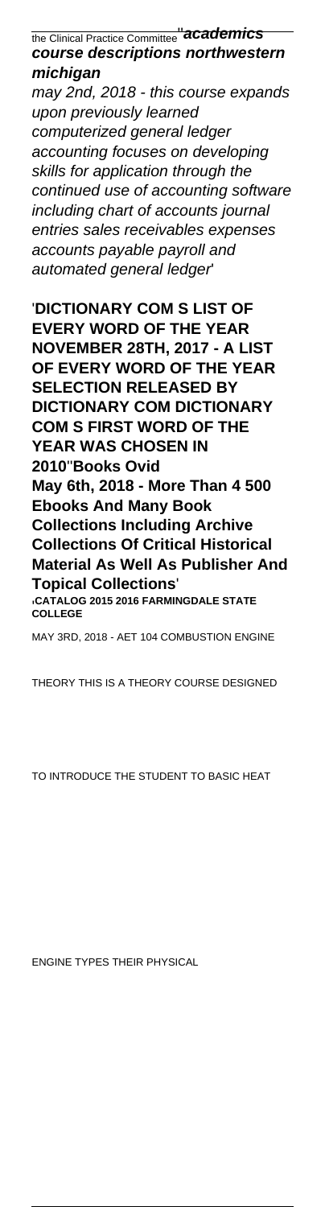the Clinical Practice Committee''**academics course descriptions northwestern michigan**

*may 2nd, 2018 - this course expands upon previously learned computerized general ledger accounting focuses on developing skills for application through the continued use of accounting software including chart of accounts journal entries sales receivables expenses accounts payable payroll and automated general ledger*'

'**DICTIONARY COM S LIST OF EVERY WORD OF THE YEAR NOVEMBER 28TH, 2017 - A LIST OF EVERY WORD OF THE YEAR SELECTION RELEASED BY DICTIONARY COM DICTIONARY COM S FIRST WORD OF THE YEAR WAS CHOSEN IN 2010**''**Books Ovid May 6th, 2018 - More Than 4 500 Ebooks And Many Book Collections Including Archive Collections Of Critical Historical Material As Well As Publisher And Topical Collections**'

'**CATALOG 2015 2016 FARMINGDALE STATE COLLEGE**

MAY 3RD, 2018 - AET 104 COMBUSTION ENGINE THEORY THIS IS A THEORY COURSE DESIGNED TO INTRODUCE THE STUDENT TO BASIC HEAT ENGINE TYPES THEIR PHYSICAL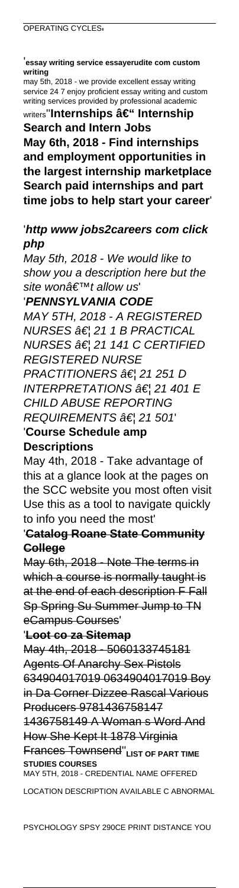OPERATING CYCLES'

'**essay writing service essayerudite com custom writing**

may 5th, 2018 - we provide excellent essay writing service 24 7 enjoy proficient essay writing and custom writing services provided by professional academic writers''**Internships â€" Internship Search and Intern Jobs**

**May 6th, 2018 - Find internships and employment opportunities in the largest internship marketplace Search paid internships and part time jobs to help start your career**'

'***http www jobs2careers com click php***

*May 5th, 2018 - We would like to show you a description here but the site wonâ€™t allow us*'

'***PENNSYLVANIA CODE***

*MAY 5TH, 2018 - A REGISTERED NURSES â€¦ 21 1 B PRACTICAL NURSES â€¦ 21 141 C CERTIFIED REGISTERED NURSE PRACTITIONERS â€¦ 21 251 D INTERPRETATIONS â€¦ 21 401 E CHILD ABUSE REPORTING REQUIREMENTS â€¦ 21 501*'

'**Course Schedule amp Descriptions**

May 4th, 2018 - Take advantage of this at a glance look at the pages on the SCC website you most often visit Use this as a tool to navigate quickly to info you need the most'

'~~**Catalog Roane State Community College**~~

~~May 6th, 2018 - Note The terms in which a course is normally taught is at the end of each description F Fall Sp Spring Su Summer Jump to TN eCampus Courses~~'

'~~**Loot co za Sitemap**~~

~~May 4th, 2018 - 5060133745181 Agents Of Anarchy Sex Pistols 634904017019 0634904017019 Boy in Da Corner Dizzee Rascal Various Producers 9781436758147 1436758149 A Woman s Word And How She Kept It 1878 Virginia Frances Townsend~~''**LIST OF PART TIME STUDIES COURSES**

MAY 5TH, 2018 - CREDENTIAL NAME OFFERED LOCATION DESCRIPTION AVAILABLE C ABNORMAL PSYCHOLOGY SPSY 290CE PRINT DISTANCE YOU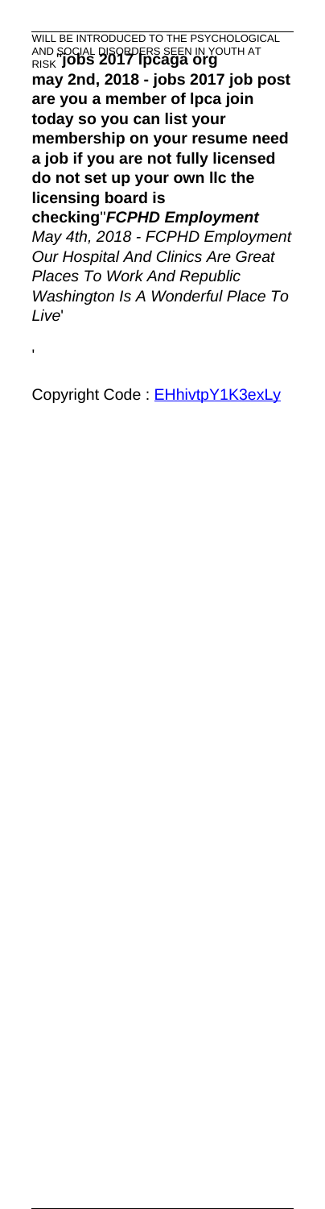WILL BE INTRODUCED TO THE PSYCHOLOGICAL AND SOCIAL DISORDERS SEEN IN YOUTH AT RISK''**jobs 2017 lpcaga org may 2nd, 2018 - jobs 2017 job post are you a member of lpca join today so you can list your membership on your resume need a job if you are not fully licensed do not set up your own llc the licensing board is checking**''***FCPHD Employment***
*May 4th, 2018 - FCPHD Employment Our Hospital And Clinics Are Great Places To Work And Republic Washington Is A Wonderful Place To Live*'

'

Copyright Code : EHhivtpY1K3exLy